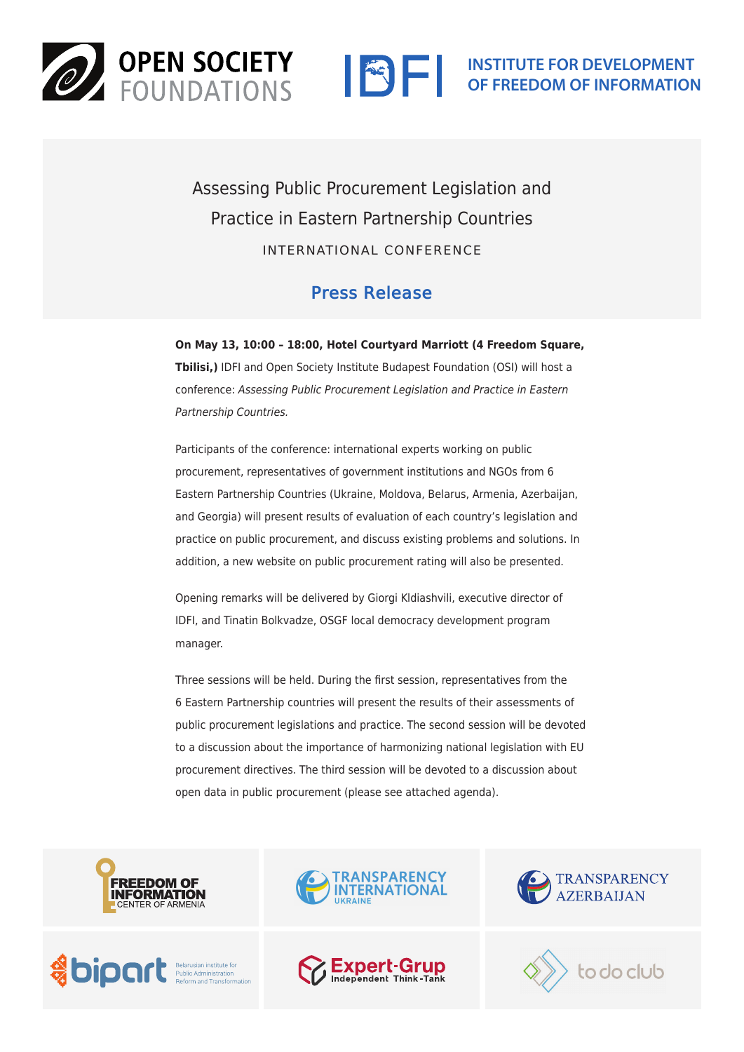OPEN SOCIETY FOUNDATIONS

IDFI — INSTITUTE FOR DEVELOPMENT OF FREEDOM OF INFORMATION

# Assessing Public Procurement Legislation and Practice in Eastern Partnership Countries

INTERNATIONAL CONFERENCE

## Press Release

**On May 13, 10:00 – 18:00, Hotel Courtyard Marriott (4 Freedom Square, Tbilisi,)** IDFI and Open Society Institute Budapest Foundation (OSI) will host a conference: *Assessing Public Procurement Legislation and Practice in Eastern Partnership Countries.*

Participants of the conference: international experts working on public procurement, representatives of government institutions and NGOs from 6 Eastern Partnership Countries (Ukraine, Moldova, Belarus, Armenia, Azerbaijan, and Georgia) will present results of evaluation of each country's legislation and practice on public procurement, and discuss existing problems and solutions. In addition, a new website on public procurement rating will also be presented.

Opening remarks will be delivered by Giorgi Kldiashvili, executive director of IDFI, and Tinatin Bolkvadze, OSGF local democracy development program manager.

Three sessions will be held. During the first session, representatives from the 6 Eastern Partnership countries will present the results of their assessments of public procurement legislations and practice. The second session will be devoted to a discussion about the importance of harmonizing national legislation with EU procurement directives. The third session will be devoted to a discussion about open data in public procurement (please see attached agenda).

FREEDOM OF INFORMATION CENTER OF ARMENIA

TRANSPARENCY INTERNATIONAL UKRAINE

TRANSPARENCY AZERBAIJAN

bipart — Belarusian institute for Public Administration Reform and Transformation

Expert-Grup Independent Think-Tank

to do club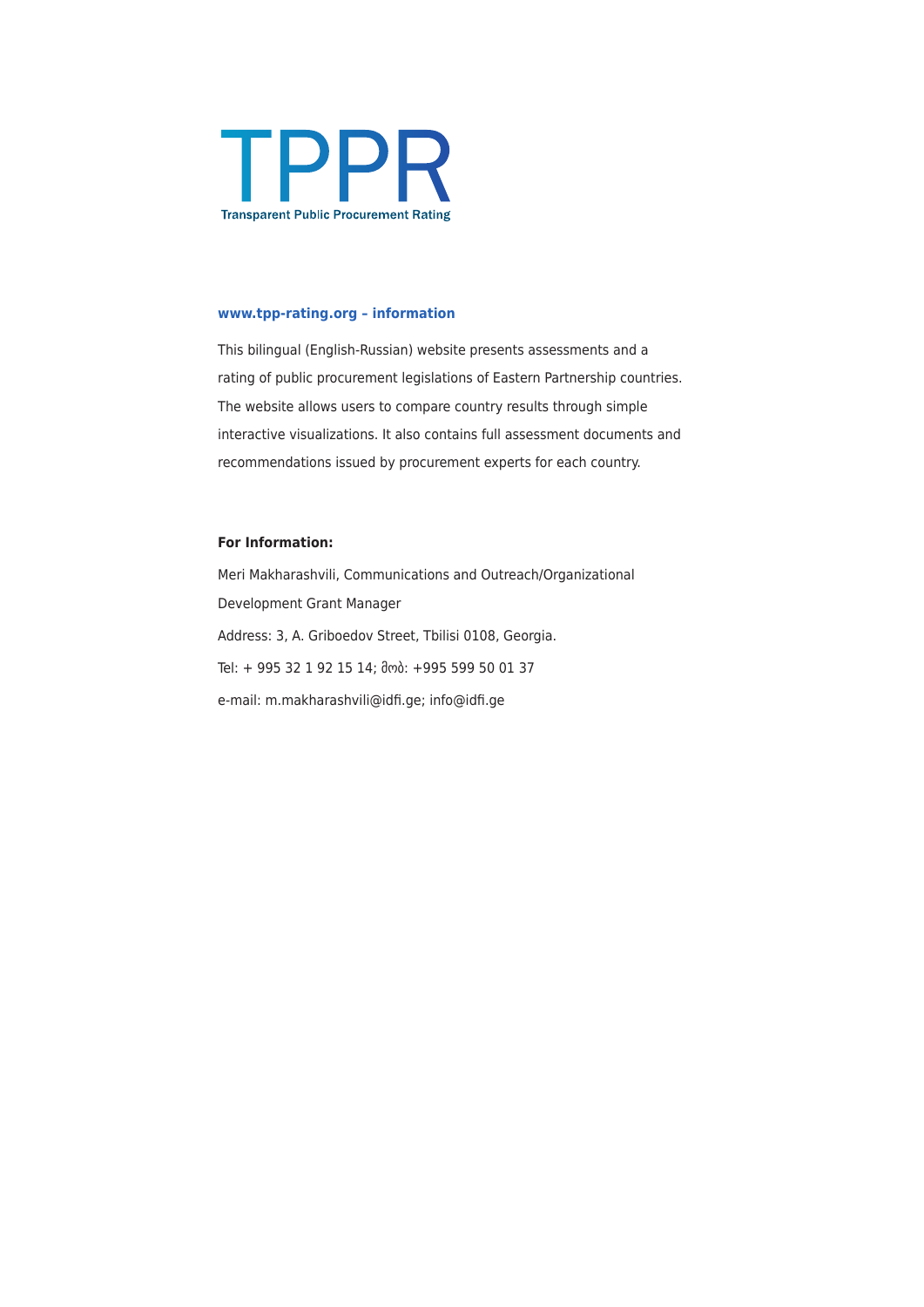# TPPR

Transparent Public Procurement Rating

**www.tpp-rating.org – information**

This bilingual (English-Russian) website presents assessments and a rating of public procurement legislations of Eastern Partnership countries. The website allows users to compare country results through simple interactive visualizations. It also contains full assessment documents and recommendations issued by procurement experts for each country.

**For Information:**

Meri Makharashvili, Communications and Outreach/Organizational Development Grant Manager

Address: 3, A. Griboedov Street, Tbilisi 0108, Georgia.

Tel: + 995 32 1 92 15 14; მობ: +995 599 50 01 37

e-mail: m.makharashvili@idfi.ge; info@idfi.ge